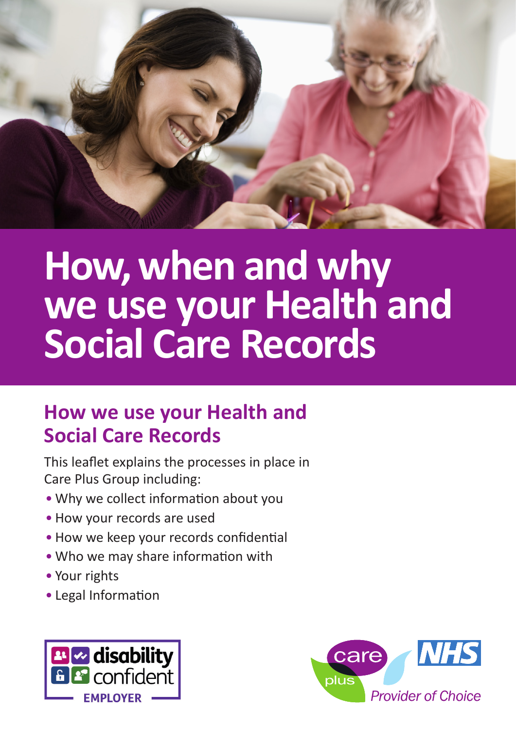# How, when and why we use your Health and Social Care Records

## How we use your Health and Social Care Records

This leaflet explains the processes in place in Care Plus Group including:

- Why we collect information about you
- How your records are used
- How we keep your records confidential
- Who we may share information with
- Your rights
- Legal Information

disability confident EMPLOYER

care plus NHS Provider of Choice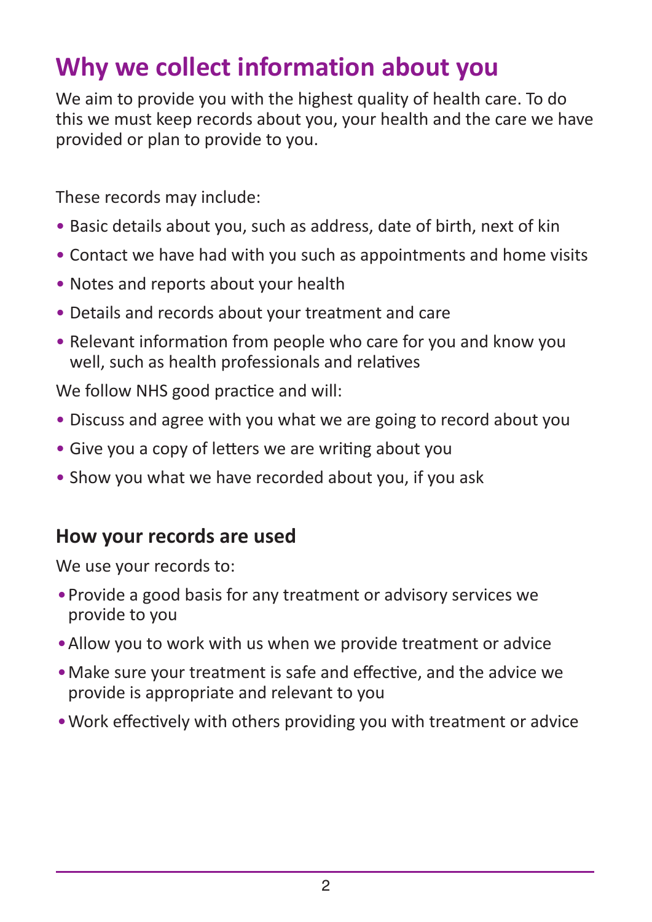# Why we collect information about you

We aim to provide you with the highest quality of health care. To do this we must keep records about you, your health and the care we have provided or plan to provide to you.

These records may include:

- Basic details about you, such as address, date of birth, next of kin
- Contact we have had with you such as appointments and home visits
- Notes and reports about your health
- Details and records about your treatment and care
- Relevant information from people who care for you and know you well, such as health professionals and relatives

We follow NHS good practice and will:

- Discuss and agree with you what we are going to record about you
- Give you a copy of letters we are writing about you
- Show you what we have recorded about you, if you ask

## How your records are used

We use your records to:

- Provide a good basis for any treatment or advisory services we provide to you
- Allow you to work with us when we provide treatment or advice
- Make sure your treatment is safe and effective, and the advice we provide is appropriate and relevant to you
- Work effectively with others providing you with treatment or advice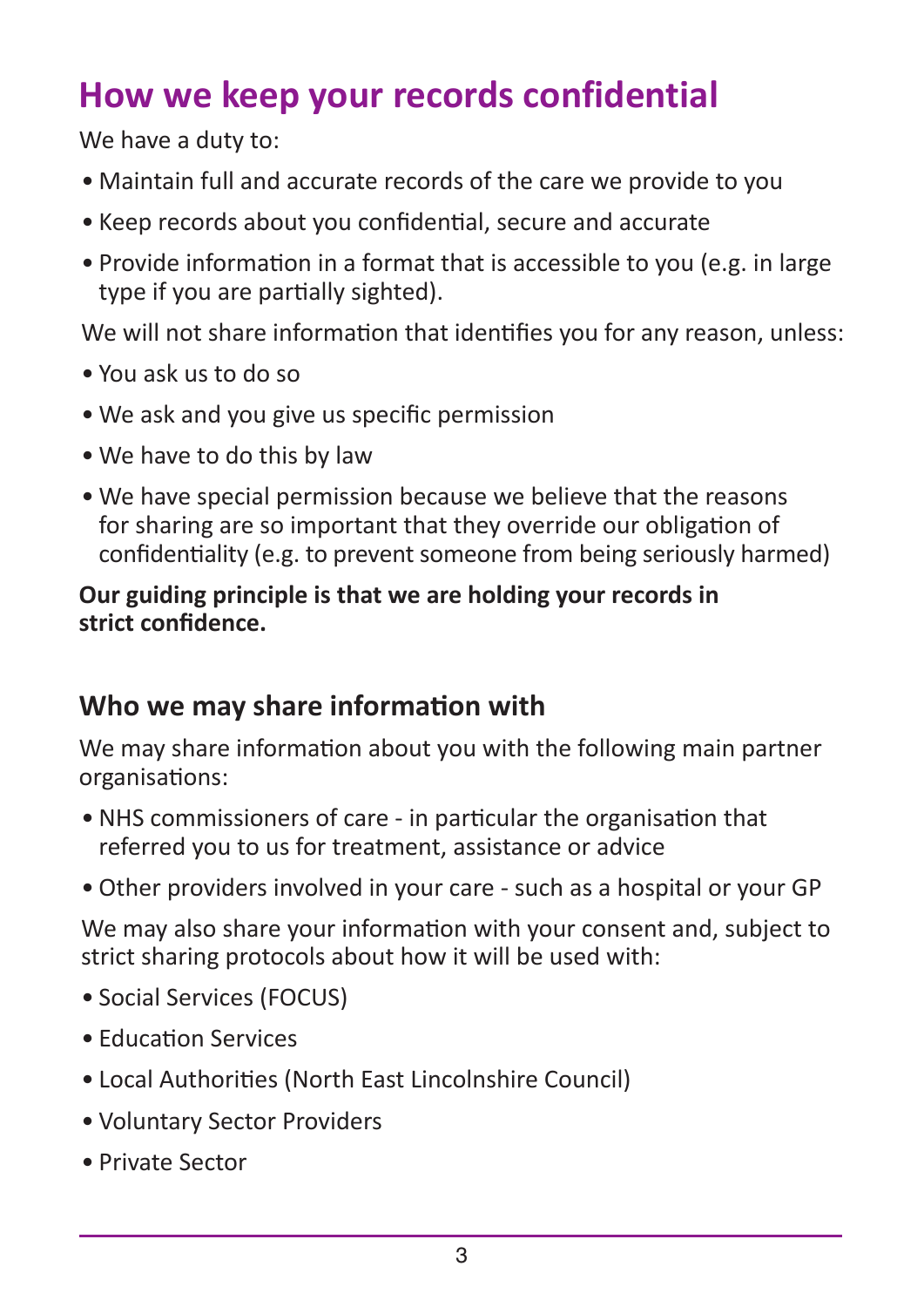# How we keep your records confidential

We have a duty to:

- Maintain full and accurate records of the care we provide to you
- Keep records about you confidential, secure and accurate
- Provide information in a format that is accessible to you (e.g. in large type if you are partially sighted).

We will not share information that identifies you for any reason, unless:

- You ask us to do so
- We ask and you give us specific permission
- We have to do this by law
- We have special permission because we believe that the reasons for sharing are so important that they override our obligation of confidentiality (e.g. to prevent someone from being seriously harmed)

**Our guiding principle is that we are holding your records in strict confidence.**

## Who we may share information with

We may share information about you with the following main partner organisations:

- NHS commissioners of care - in particular the organisation that referred you to us for treatment, assistance or advice
- Other providers involved in your care - such as a hospital or your GP

We may also share your information with your consent and, subject to strict sharing protocols about how it will be used with:

- Social Services (FOCUS)
- Education Services
- Local Authorities (North East Lincolnshire Council)
- Voluntary Sector Providers
- Private Sector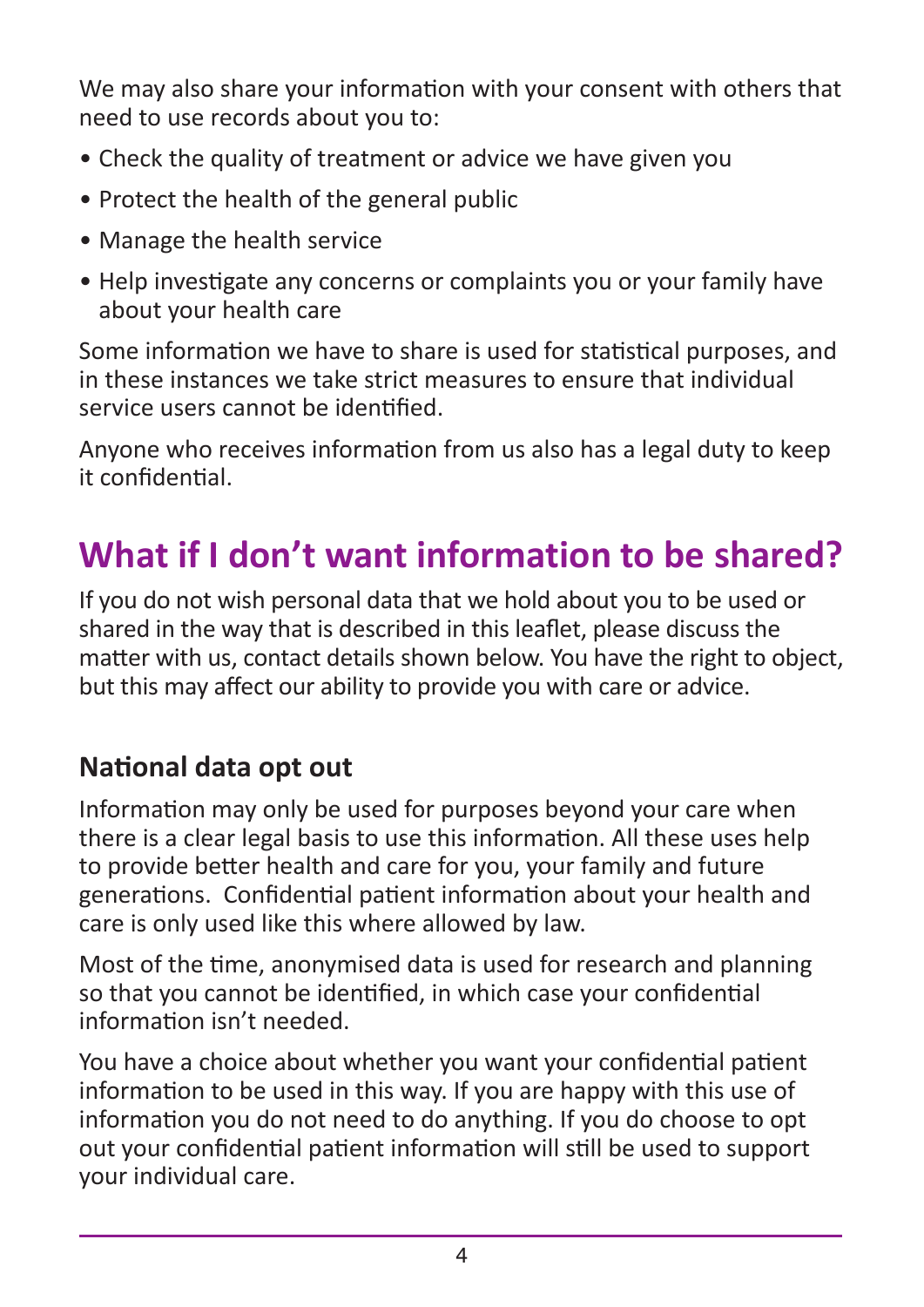We may also share your information with your consent with others that need to use records about you to:

- Check the quality of treatment or advice we have given you
- Protect the health of the general public
- Manage the health service
- Help investigate any concerns or complaints you or your family have about your health care

Some information we have to share is used for statistical purposes, and in these instances we take strict measures to ensure that individual service users cannot be identified.

Anyone who receives information from us also has a legal duty to keep it confidential.

## What if I don't want information to be shared?

If you do not wish personal data that we hold about you to be used or shared in the way that is described in this leaflet, please discuss the matter with us, contact details shown below. You have the right to object, but this may affect our ability to provide you with care or advice.

### National data opt out

Information may only be used for purposes beyond your care when there is a clear legal basis to use this information. All these uses help to provide better health and care for you, your family and future generations. Confidential patient information about your health and care is only used like this where allowed by law.

Most of the time, anonymised data is used for research and planning so that you cannot be identified, in which case your confidential information isn't needed.

You have a choice about whether you want your confidential patient information to be used in this way. If you are happy with this use of information you do not need to do anything. If you do choose to opt out your confidential patient information will still be used to support your individual care.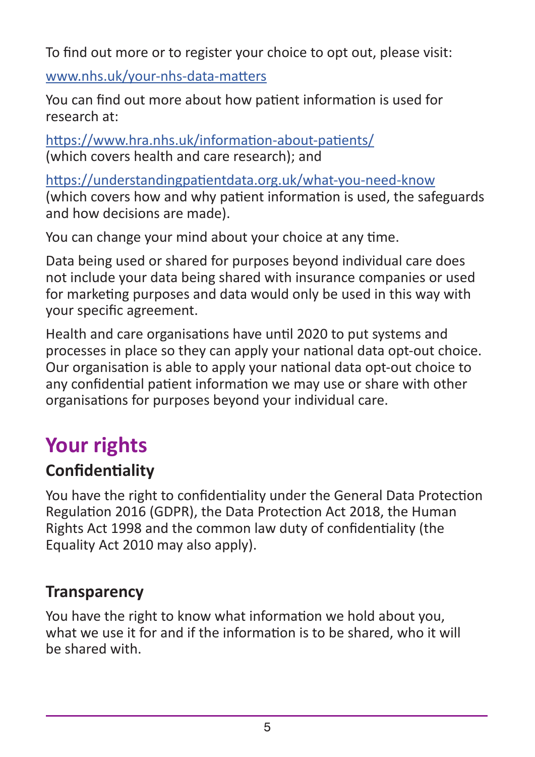To find out more or to register your choice to opt out, please visit:

[www.nhs.uk/your-nhs-data-matters](www.nhs.uk/your-nhs-data-matters)

You can find out more about how patient information is used for research at:

[https://www.hra.nhs.uk/information-about-patients/](https://www.hra.nhs.uk/information-about-patients/) (which covers health and care research); and

[https://understandingpatientdata.org.uk/what-you-need-know](https://understandingpatientdata.org.uk/what-you-need-know) (which covers how and why patient information is used, the safeguards and how decisions are made).

You can change your mind about your choice at any time.

Data being used or shared for purposes beyond individual care does not include your data being shared with insurance companies or used for marketing purposes and data would only be used in this way with your specific agreement.

Health and care organisations have until 2020 to put systems and processes in place so they can apply your national data opt-out choice. Our organisation is able to apply your national data opt-out choice to any confidential patient information we may use or share with other organisations for purposes beyond your individual care.

## Your rights

### Confidentiality

You have the right to confidentiality under the General Data Protection Regulation 2016 (GDPR), the Data Protection Act 2018, the Human Rights Act 1998 and the common law duty of confidentiality (the Equality Act 2010 may also apply).

### Transparency

You have the right to know what information we hold about you, what we use it for and if the information is to be shared, who it will be shared with.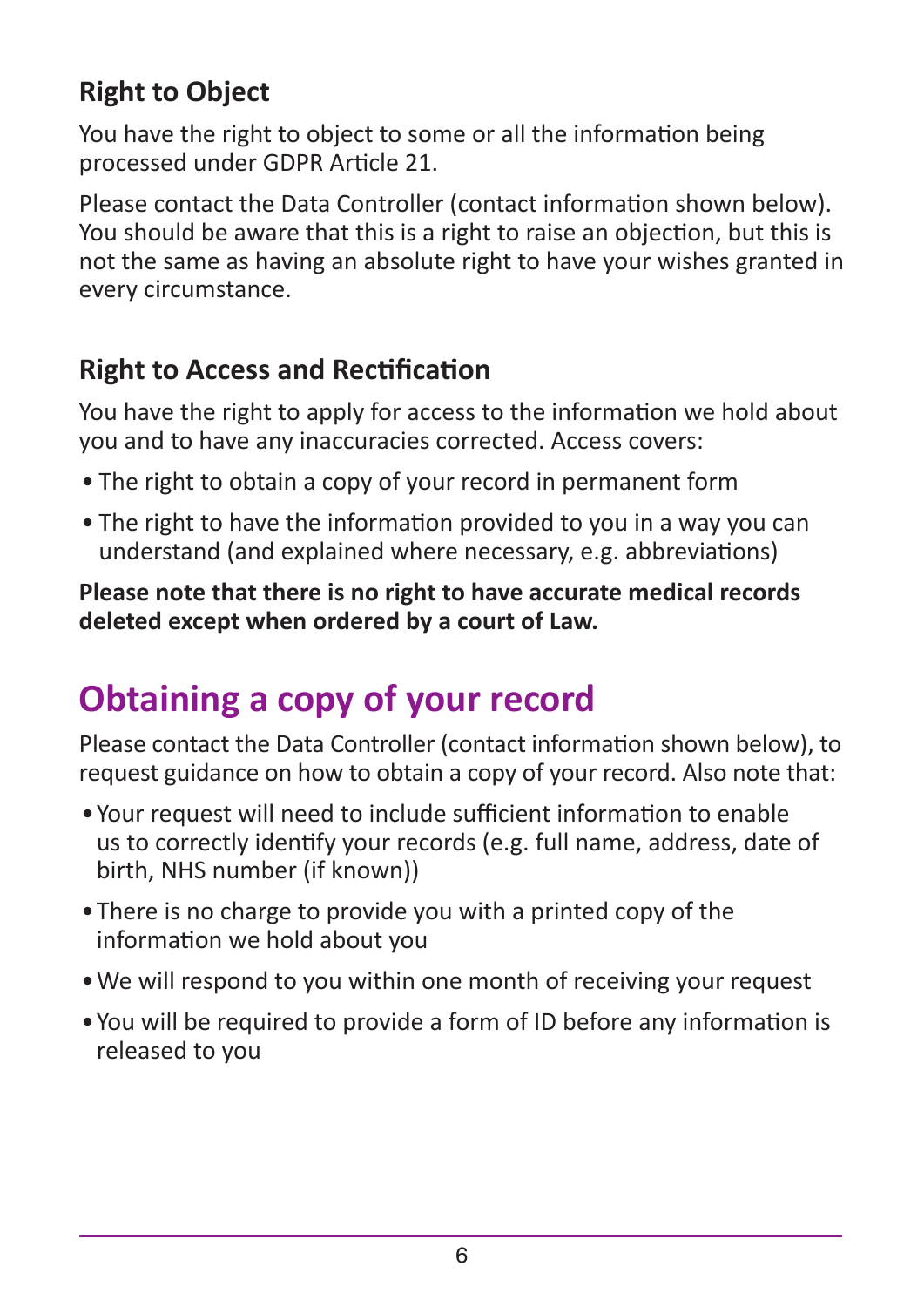### Right to Object

You have the right to object to some or all the information being processed under GDPR Article 21.

Please contact the Data Controller (contact information shown below). You should be aware that this is a right to raise an objection, but this is not the same as having an absolute right to have your wishes granted in every circumstance.

### Right to Access and Rectification

You have the right to apply for access to the information we hold about you and to have any inaccuracies corrected. Access covers:

- The right to obtain a copy of your record in permanent form
- The right to have the information provided to you in a way you can understand (and explained where necessary, e.g. abbreviations)

**Please note that there is no right to have accurate medical records deleted except when ordered by a court of Law.**

## Obtaining a copy of your record

Please contact the Data Controller (contact information shown below), to request guidance on how to obtain a copy of your record. Also note that:

- Your request will need to include sufficient information to enable us to correctly identify your records (e.g. full name, address, date of birth, NHS number (if known))
- There is no charge to provide you with a printed copy of the information we hold about you
- We will respond to you within one month of receiving your request
- You will be required to provide a form of ID before any information is released to you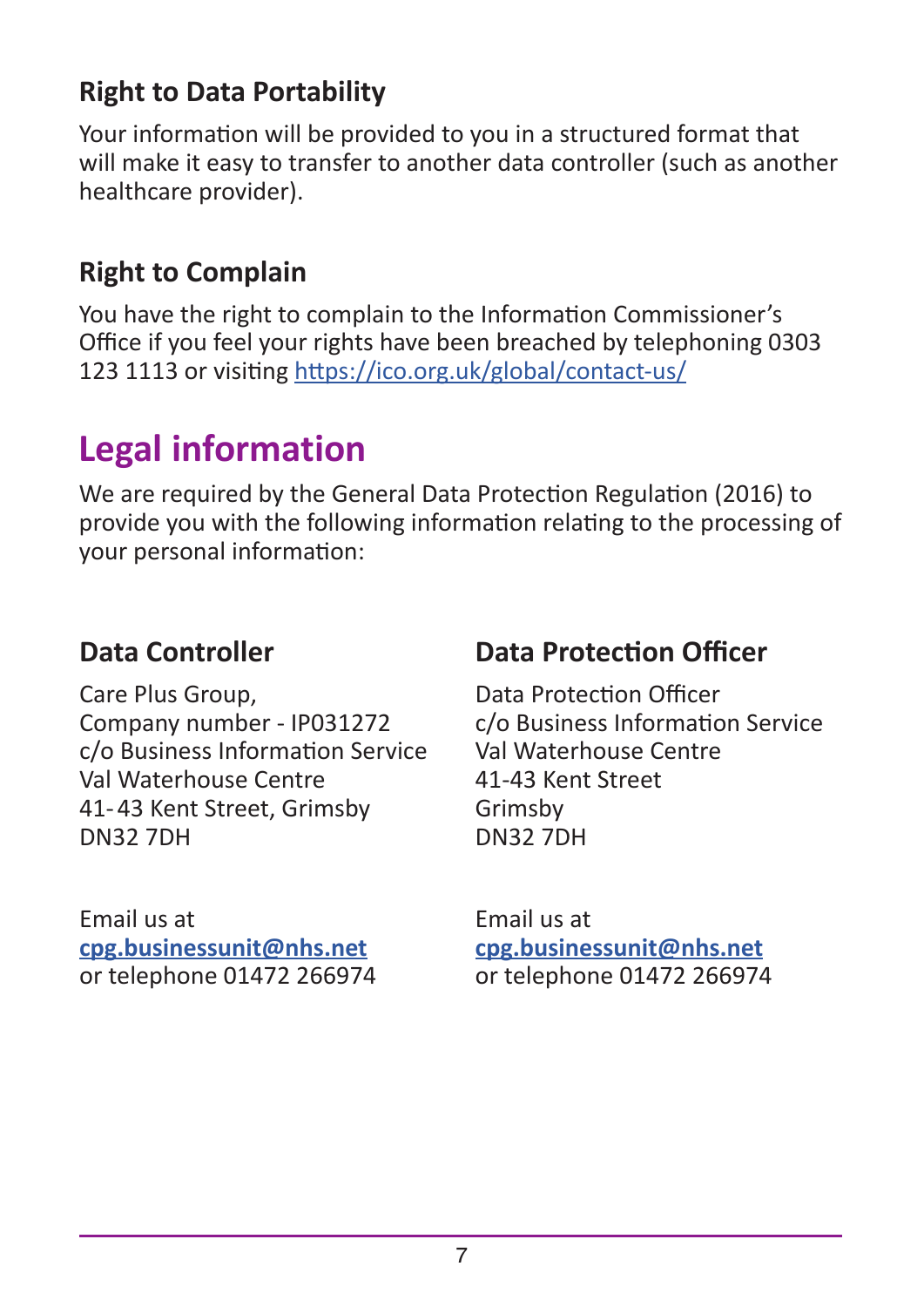### Right to Data Portability

Your information will be provided to you in a structured format that will make it easy to transfer to another data controller (such as another healthcare provider).

### Right to Complain

You have the right to complain to the Information Commissioner's Office if you feel your rights have been breached by telephoning 0303 123 1113 or visiting https://ico.org.uk/global/contact-us/

## Legal information

We are required by the General Data Protection Regulation (2016) to provide you with the following information relating to the processing of your personal information:

### Data Controller

Care Plus Group,
Company number - IP031272
c/o Business Information Service
Val Waterhouse Centre
41-43 Kent Street, Grimsby
DN32 7DH

Email us at
**cpg.businessunit@nhs.net**
or telephone 01472 266974

### Data Protection Officer

Data Protection Officer
c/o Business Information Service
Val Waterhouse Centre
41-43 Kent Street
Grimsby
DN32 7DH

Email us at
**cpg.businessunit@nhs.net**
or telephone 01472 266974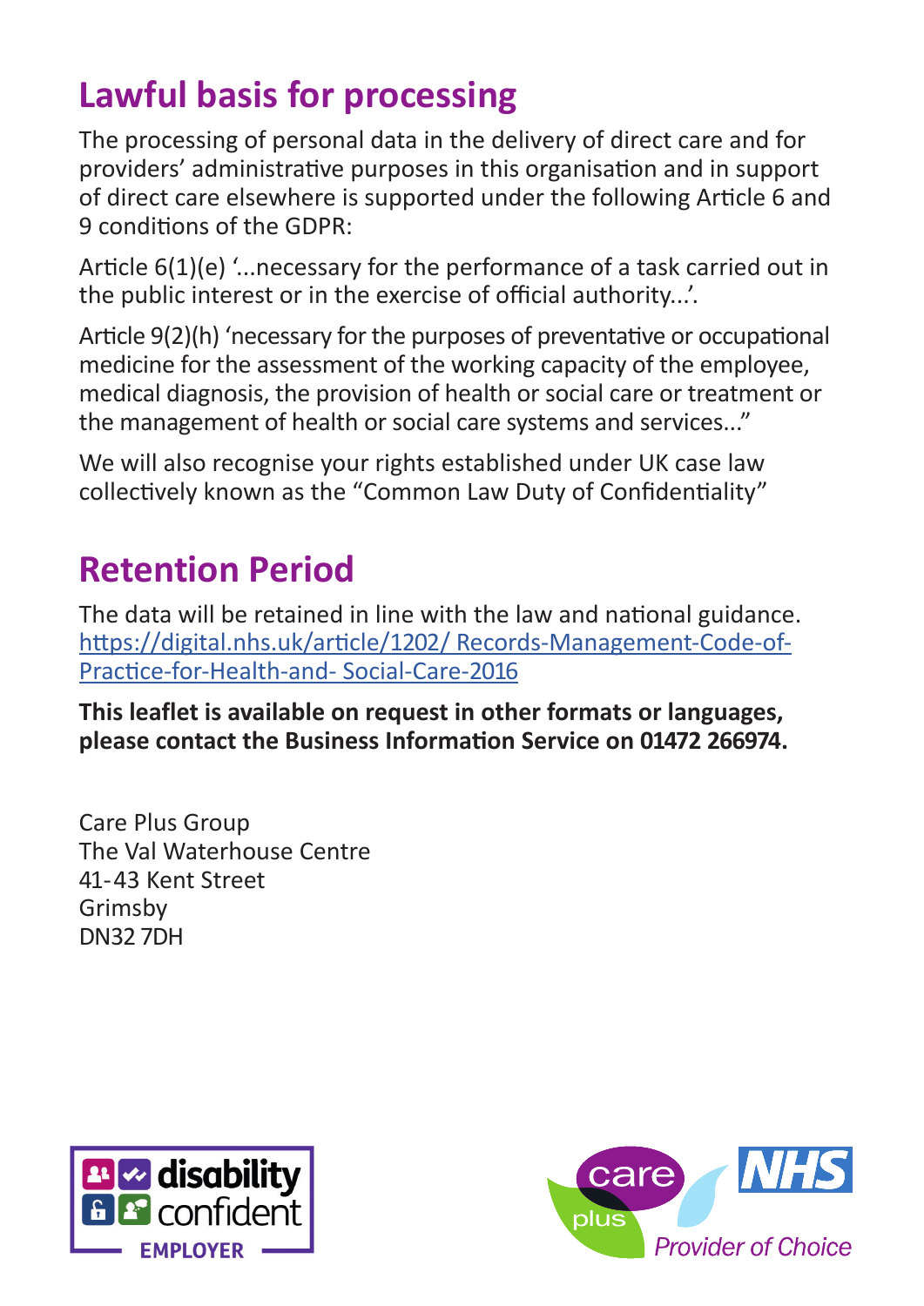## Lawful basis for processing

The processing of personal data in the delivery of direct care and for providers' administrative purposes in this organisation and in support of direct care elsewhere is supported under the following Article 6 and 9 conditions of the GDPR:

Article 6(1)(e) '...necessary for the performance of a task carried out in the public interest or in the exercise of official authority...'.

Article 9(2)(h) 'necessary for the purposes of preventative or occupational medicine for the assessment of the working capacity of the employee, medical diagnosis, the provision of health or social care or treatment or the management of health or social care systems and services..."

We will also recognise your rights established under UK case law collectively known as the "Common Law Duty of Confidentiality"

## Retention Period

The data will be retained in line with the law and national guidance. https://digital.nhs.uk/article/1202/ Records-Management-Code-of-Practice-for-Health-and- Social-Care-2016

**This leaflet is available on request in other formats or languages, please contact the Business Information Service on 01472 266974.**

Care Plus Group
The Val Waterhouse Centre
41-43 Kent Street
Grimsby
DN32 7DH

disability confident EMPLOYER

care plus NHS Provider of Choice